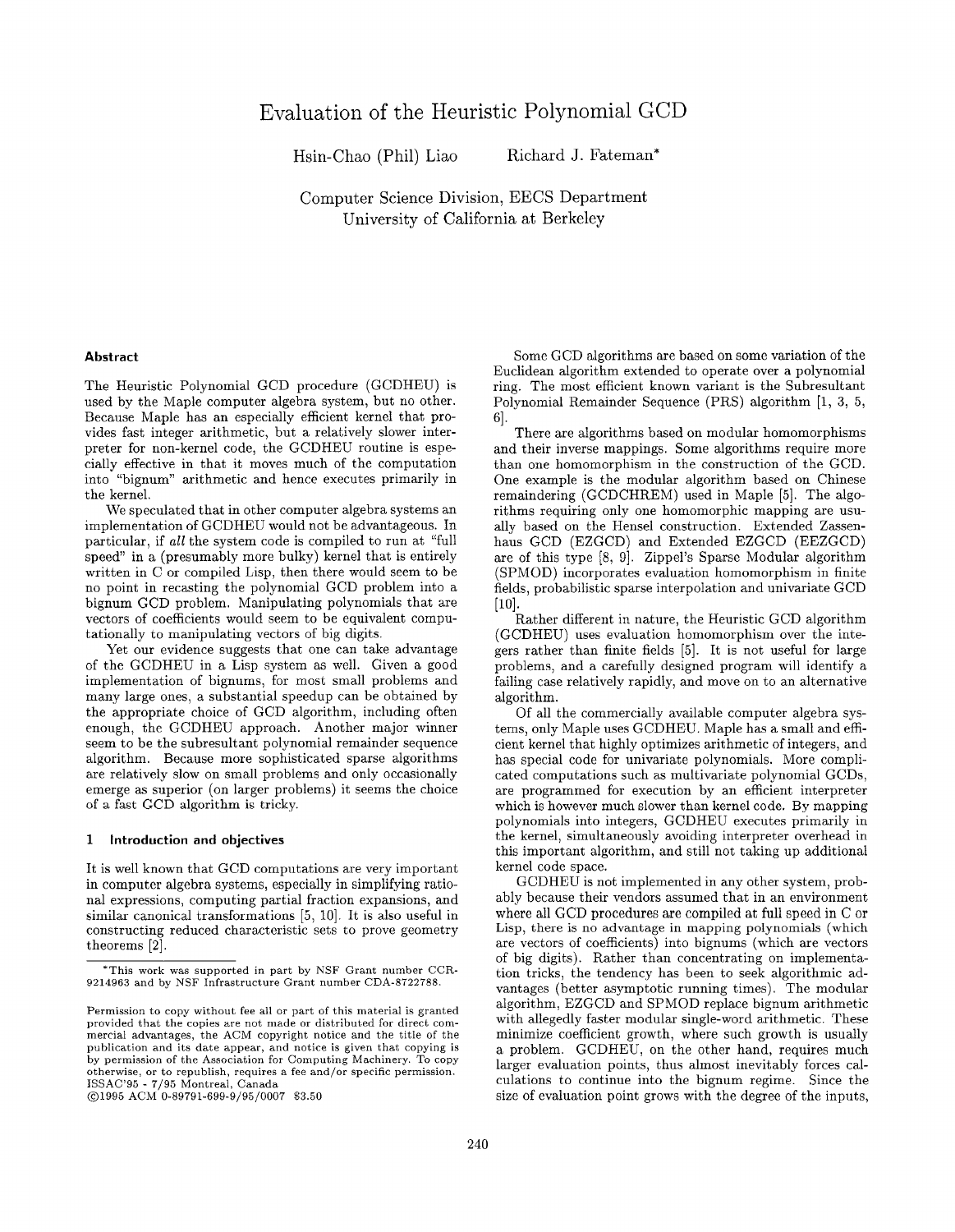# Evaluation of the Heuristic Polynomial GCD

Hsin-Chao (Phil) Liao Richard J. Fateman*

Computer Science Division, EECS Department
University of California at Berkeley

### Abstract

The Heuristic Polynomial GCD procedure (GCDHEU) is used by the Maple computer algebra system, but no other. Because Maple has an especially efficient kernel that provides fast integer arithmetic, but a relatively slower interpreter for non-kernel code, the GCDHEU routine is especially effective in that it moves much of the computation into "bignum" arithmetic and hence executes primarily in the kernel.

We speculated that in other computer algebra systems an implementation of GCDHEU would not be advantageous. In particular, if *all* the system code is compiled to run at "full speed" in a (presumably more bulky) kernel that is entirely written in C or compiled Lisp, then there would seem to be no point in recasting the polynomial GCD problem into a bignum GCD problem. Manipulating polynomials that are vectors of coefficients would seem to be equivalent computationally to manipulating vectors of big digits.

Yet our evidence suggests that one can take advantage of the GCDHEU in a Lisp system as well. Given a good implementation of bignums, for most small problems and many large ones, a substantial speedup can be obtained by the appropriate choice of GCD algorithm, including often enough, the GCDHEU approach. Another major winner seem to be the subresultant polynomial remainder sequence algorithm. Because more sophisticated sparse algorithms are relatively slow on small problems and only occasionally emerge as superior (on larger problems) it seems the choice of a fast GCD algorithm is tricky.

## 1 Introduction and objectives

It is well known that GCD computations are very important in computer algebra systems, especially in simplifying rational expressions, computing partial fraction expansions, and similar canonical transformations [5, 10]. It is also useful in constructing reduced characteristic sets to prove geometry theorems [2].

*This work was supported in part by NSF Grant number CCR-9214963 and by NSF Infrastructure Grant number CDA-8722788.

Permission to copy without fee all or part of this material is granted provided that the copies are not made or distributed for direct commercial advantages, the ACM copyright notice and the title of the publication and its date appear, and notice is given that copying is by permission of the Association for Computing Machinery. To copy otherwise, or to republish, requires a fee and/or specific permission. ISSAC'95 - 7/95 Montreal, Canada
©1995 ACM 0-89791-699-9/95/0007 $3.50

Some GCD algorithms are based on some variation of the Euclidean algorithm extended to operate over a polynomial ring. The most efficient known variant is the Subresultant Polynomial Remainder Sequence (PRS) algorithm [1, 3, 5, 6].

There are algorithms based on modular homomorphisms and their inverse mappings. Some algorithms require more than one homomorphism in the construction of the GCD. One example is the modular algorithm based on Chinese remaindering (GCDCHREM) used in Maple [5]. The algorithms requiring only one homomorphic mapping are usually based on the Hensel construction. Extended Zassenhaus GCD (EZGCD) and Extended EZGCD (EEZGCD) are of this type [8, 9]. Zippel's Sparse Modular algorithm (SPMOD) incorporates evaluation homomorphism in finite fields, probabilistic sparse interpolation and univariate GCD [10].

Rather different in nature, the Heuristic GCD algorithm (GCDHEU) uses evaluation homomorphism over the integers rather than finite fields [5]. It is not useful for large problems, and a carefully designed program will identify a failing case relatively rapidly, and move on to an alternative algorithm.

Of all the commercially available computer algebra systems, only Maple uses GCDHEU. Maple has a small and efficient kernel that highly optimizes arithmetic of integers, and has special code for univariate polynomials. More complicated computations such as multivariate polynomial GCDs, are programmed for execution by an efficient interpreter which is however much slower than kernel code. By mapping polynomials into integers, GCDHEU executes primarily in the kernel, simultaneously avoiding interpreter overhead in this important algorithm, and still not taking up additional kernel code space.

GCDHEU is not implemented in any other system, probably because their vendors assumed that in an environment where all GCD procedures are compiled at full speed in C or Lisp, there is no advantage in mapping polynomials (which are vectors of coefficients) into bignums (which are vectors of big digits). Rather than concentrating on implementation tricks, the tendency has been to seek algorithmic advantages (better asymptotic running times). The modular algorithm, EZGCD and SPMOD replace bignum arithmetic with allegedly faster modular single-word arithmetic. These minimize coefficient growth, where such growth is usually a problem. GCDHEU, on the other hand, requires much larger evaluation points, thus almost inevitably forces calculations to continue into the bignum regime. Since the size of evaluation point grows with the degree of the inputs,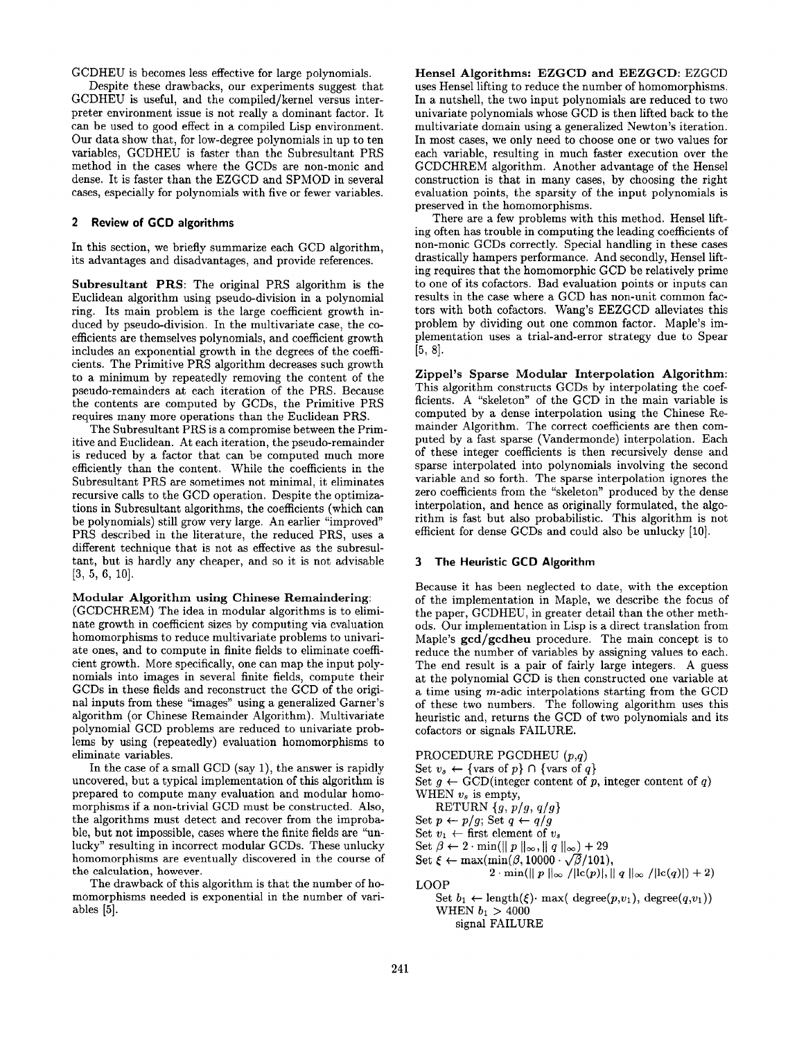GCDHEU is becomes less effective for large polynomials.

Despite these drawbacks, our experiments suggest that GCDHEU is useful, and the compiled/kernel versus interpreter environment issue is not really a dominant factor. It can be used to good effect in a compiled Lisp environment. Our data show that, for low-degree polynomials in up to ten variables, GCDHEU is faster than the Subresultant PRS method in the cases where the GCDs are non-monic and dense. It is faster than the EZGCD and SPMOD in several cases, especially for polynomials with five or fewer variables.

## 2 Review of GCD algorithms

In this section, we briefly summarize each GCD algorithm, its advantages and disadvantages, and provide references.

**Subresultant PRS**: The original PRS algorithm is the Euclidean algorithm using pseudo-division in a polynomial ring. Its main problem is the large coefficient growth induced by pseudo-division. In the multivariate case, the coefficients are themselves polynomials, and coefficient growth includes an exponential growth in the degrees of the coefficients. The Primitive PRS algorithm decreases such growth to a minimum by repeatedly removing the content of the pseudo-remainders at each iteration of the PRS. Because the contents are computed by GCDs, the Primitive PRS requires many more operations than the Euclidean PRS.

The Subresultant PRS is a compromise between the Primitive and Euclidean. At each iteration, the pseudo-remainder is reduced by a factor that can be computed much more efficiently than the content. While the coefficients in the Subresultant PRS are sometimes not minimal, it eliminates recursive calls to the GCD operation. Despite the optimizations in Subresultant algorithms, the coefficients (which can be polynomials) still grow very large. An earlier "improved" PRS described in the literature, the reduced PRS, uses a different technique that is not as effective as the subresultant, but is hardly any cheaper, and so it is not advisable [3, 5, 6, 10].

**Modular Algorithm using Chinese Remaindering**: (GCDCHREM) The idea in modular algorithms is to eliminate growth in coefficient sizes by computing via evaluation homomorphisms to reduce multivariate problems to univariate ones, and to compute in finite fields to eliminate coefficient growth. More specifically, one can map the input polynomials into images in several finite fields, compute their GCDs in these fields and reconstruct the GCD of the original inputs from these "images" using a generalized Garner's algorithm (or Chinese Remainder Algorithm). Multivariate polynomial GCD problems are reduced to univariate problems by using (repeatedly) evaluation homomorphisms to eliminate variables.

In the case of a small GCD (say 1), the answer is rapidly uncovered, but a typical implementation of this algorithm is prepared to compute many evaluation and modular homomorphisms if a non-trivial GCD must be constructed. Also, the algorithms must detect and recover from the improbable, but not impossible, cases where the finite fields are "unlucky" resulting in incorrect modular GCDs. These unlucky homomorphisms are eventually discovered in the course of the calculation, however.

The drawback of this algorithm is that the number of homomorphisms needed is exponential in the number of variables [5].

**Hensel Algorithms: EZGCD and EEZGCD**: EZGCD uses Hensel lifting to reduce the number of homomorphisms. In a nutshell, the two input polynomials are reduced to two univariate polynomials whose GCD is then lifted back to the multivariate domain using a generalized Newton's iteration. In most cases, we only need to choose one or two values for each variable, resulting in much faster execution over the GCDCHREM algorithm. Another advantage of the Hensel construction is that in many cases, by choosing the right evaluation points, the sparsity of the input polynomials is preserved in the homomorphisms.

There are a few problems with this method. Hensel lifting often has trouble in computing the leading coefficients of non-monic GCDs correctly. Special handling in these cases drastically hampers performance. And secondly, Hensel lifting requires that the homomorphic GCD be relatively prime to one of its cofactors. Bad evaluation points or inputs can results in the case where a GCD has non-unit common factors with both cofactors. Wang's EEZGCD alleviates this problem by dividing out one common factor. Maple's implementation uses a trial-and-error strategy due to Spear [5, 8].

**Zippel's Sparse Modular Interpolation Algorithm**: This algorithm constructs GCDs by interpolating the coefficients. A "skeleton" of the GCD in the main variable is computed by a dense interpolation using the Chinese Remainder Algorithm. The correct coefficients are then computed by a fast sparse (Vandermonde) interpolation. Each of these integer coefficients is then recursively dense and sparse interpolated into polynomials involving the second variable and so forth. The sparse interpolation ignores the zero coefficients from the "skeleton" produced by the dense interpolation, and hence as originally formulated, the algorithm is fast but also probabilistic. This algorithm is not efficient for dense GCDs and could also be unlucky [10].

## 3 The Heuristic GCD Algorithm

Because it has been neglected to date, with the exception of the implementation in Maple, we describe the focus of the paper, GCDHEU, in greater detail than the other methods. Our implementation in Lisp is a direct translation from Maple's **gcd/gcdheu** procedure. The main concept is to reduce the number of variables by assigning values to each. The end result is a pair of fairly large integers. A guess at the polynomial GCD is then constructed one variable at a time using $m$-adic interpolations starting from the GCD of these two numbers. The following algorithm uses this heuristic and, returns the GCD of two polynomials and its cofactors or signals FAILURE.

PROCEDURE PGCDHEU $(p,q)$
Set $v_s \leftarrow$ {vars of $p$} $\cap$ {vars of $q$}
Set $g \leftarrow$ GCD(integer content of $p$, integer content of $q$)
WHEN $v_s$ is empty,
  RETURN $\{g,\ p/g,\ q/g\}$
Set $p \leftarrow p/g$; Set $q \leftarrow q/g$
Set $v_1 \leftarrow$ first element of $v_s$
Set $\beta \leftarrow 2 \cdot \min(\|p\|_\infty, \|q\|_\infty) + 29$
Set $\xi \leftarrow \max(\min(\beta, 10000 \cdot \sqrt{\beta}/101),$
  $2 \cdot \min(\|p\|_\infty / |\mathrm{lc}(p)|, \|q\|_\infty / |\mathrm{lc}(q)|) + 2)$
LOOP
  Set $b_1 \leftarrow$ length($\xi$)$\cdot$ max( degree($p,v_1$), degree($q,v_1$))
  WHEN $b_1 > 4000$
    signal FAILURE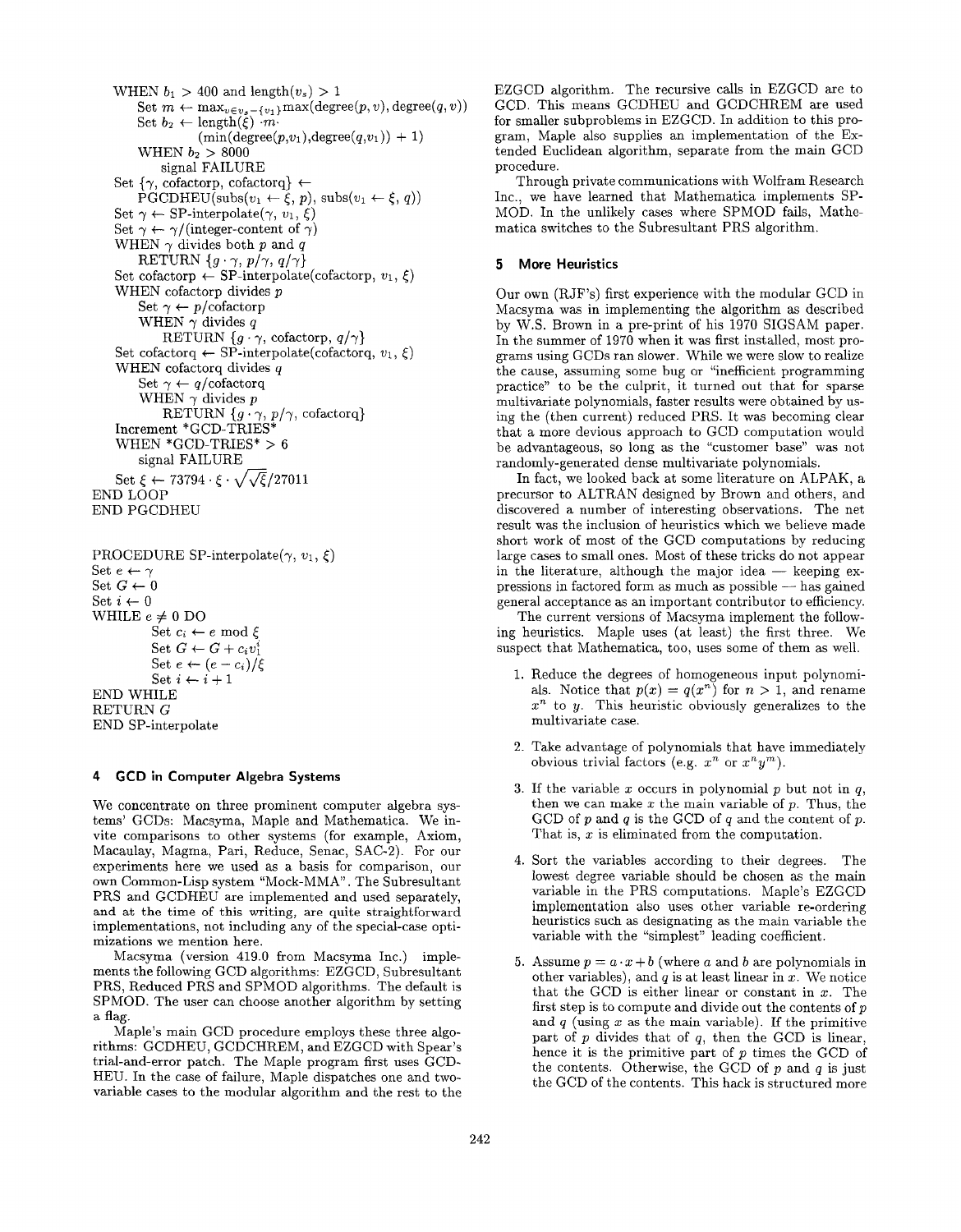```
WHEN b_1 > 400 and length(v_s) > 1
    Set m ← max_{v∈v_s−{v_1}} max(degree(p, v), degree(q, v))
    Set b_2 ← length(ξ) ·m·
              (min(degree(p,v_1),degree(q,v_1)) + 1)
    WHEN b_2 > 8000
        signal FAILURE
Set {γ, cofactorp, cofactorq} ←
    PGCDHEU(subs(v_1 ← ξ, p), subs(v_1 ← ξ, q))
Set γ ← SP-interpolate(γ, v_1, ξ)
Set γ ← γ/(integer-content of γ)
WHEN γ divides both p and q
    RETURN {g · γ, p/γ, q/γ}
Set cofactorp ← SP-interpolate(cofactorp, v_1, ξ)
WHEN cofactorp divides p
    Set γ ← p/cofactorp
    WHEN γ divides q
        RETURN {g · γ, cofactorp, q/γ}
Set cofactorq ← SP-interpolate(cofactorq, v_1, ξ)
WHEN cofactorq divides q
    Set γ ← q/cofactorq
    WHEN γ divides p
        RETURN {g · γ, p/γ, cofactorq}
Increment *GCD-TRIES*
WHEN *GCD-TRIES* > 6
    signal FAILURE
Set ξ ← 73794 · ξ · sqrt(sqrt(ξ))/27011
END LOOP
END PGCDHEU
```

```
PROCEDURE SP-interpolate(γ, v_1, ξ)
Set e ← γ
Set G ← 0
Set i ← 0
WHILE e ≠ 0 DO
        Set c_i ← e mod ξ
        Set G ← G + c_i v_1^i
        Set e ← (e − c_i)/ξ
        Set i ← i + 1
END WHILE
RETURN G
END SP-interpolate
```

## 4 GCD in Computer Algebra Systems

We concentrate on three prominent computer algebra systems' GCDs: Macsyma, Maple and Mathematica. We invite comparisons to other systems (for example, Axiom, Macaulay, Magma, Pari, Reduce, Senac, SAC-2). For our experiments here we used as a basis for comparison, our own Common-Lisp system "Mock-MMA". The Subresultant PRS and GCDHEU are implemented and used separately, and at the time of this writing, are quite straightforward implementations, not including any of the special-case optimizations we mention here.

Macsyma (version 419.0 from Macsyma Inc.) implements the following GCD algorithms: EZGCD, Subresultant PRS, Reduced PRS and SPMOD algorithms. The default is SPMOD. The user can choose another algorithm by setting a flag.

Maple's main GCD procedure employs these three algorithms: GCDHEU, GCDCHREM, and EZGCD with Spear's trial-and-error patch. The Maple program first uses GCDHEU. In the case of failure, Maple dispatches one and two-variable cases to the modular algorithm and the rest to the EZGCD algorithm. The recursive calls in EZGCD are to GCD. This means GCDHEU and GCDCHREM are used for smaller subproblems in EZGCD. In addition to this program, Maple also supplies an implementation of the Extended Euclidean algorithm, separate from the main GCD procedure.

Through private communications with Wolfram Research Inc., we have learned that Mathematica implements SPMOD. In the unlikely cases where SPMOD fails, Mathematica switches to the Subresultant PRS algorithm.

## 5 More Heuristics

Our own (RJF's) first experience with the modular GCD in Macsyma was in implementing the algorithm as described by W.S. Brown in a pre-print of his 1970 SIGSAM paper. In the summer of 1970 when it was first installed, most programs using GCDs ran slower. While we were slow to realize the cause, assuming some bug or "inefficient programming practice" to be the culprit, it turned out that for sparse multivariate polynomials, faster results were obtained by using the (then current) reduced PRS. It was becoming clear that a more devious approach to GCD computation would be advantageous, so long as the "customer base" was not randomly-generated dense multivariate polynomials.

In fact, we looked back at some literature on ALPAK, a precursor to ALTRAN designed by Brown and others, and discovered a number of interesting observations. The net result was the inclusion of heuristics which we believe made short work of most of the GCD computations by reducing large cases to small ones. Most of these tricks do not appear in the literature, although the major idea — keeping expressions in factored form as much as possible — has gained general acceptance as an important contributor to efficiency.

The current versions of Macsyma implement the following heuristics. Maple uses (at least) the first three. We suspect that Mathematica, too, uses some of them as well.

1. Reduce the degrees of homogeneous input polynomials. Notice that $p(x) = q(x^n)$ for $n > 1$, and rename $x^n$ to $y$. This heuristic obviously generalizes to the multivariate case.

2. Take advantage of polynomials that have immediately obvious trivial factors (e.g. $x^n$ or $x^n y^m$).

3. If the variable $x$ occurs in polynomial $p$ but not in $q$, then we can make $x$ the main variable of $p$. Thus, the GCD of $p$ and $q$ is the GCD of $q$ and the content of $p$. That is, $x$ is eliminated from the computation.

4. Sort the variables according to their degrees. The lowest degree variable should be chosen as the main variable in the PRS computations. Maple's EZGCD implementation also uses other variable re-ordering heuristics such as designating as the main variable the variable with the "simplest" leading coefficient.

5. Assume $p = a \cdot x + b$ (where $a$ and $b$ are polynomials in other variables), and $q$ is at least linear in $x$. We notice that the GCD is either linear or constant in $x$. The first step is to compute and divide out the contents of $p$ and $q$ (using $x$ as the main variable). If the primitive part of $p$ divides that of $q$, then the GCD is linear, hence it is the primitive part of $p$ times the GCD of the contents. Otherwise, the GCD of $p$ and $q$ is just the GCD of the contents. This hack is structured more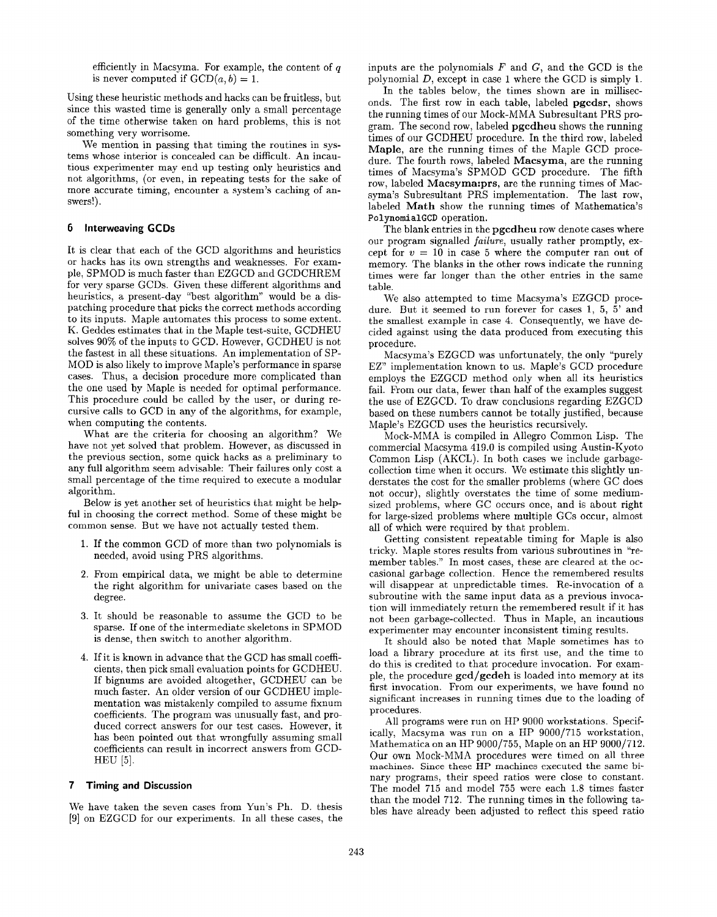efficiently in Macsyma. For example, the content of $q$ is never computed if $\mathrm{GCD}(a, b) = 1$.

Using these heuristic methods and hacks can be fruitless, but since this wasted time is generally only a small percentage of the time otherwise taken on hard problems, this is not something very worrisome.

We mention in passing that timing the routines in systems whose interior is concealed can be difficult. An incautious experimenter may end up testing only heuristics and not algorithms, (or even, in repeating tests for the sake of more accurate timing, encounter a system's caching of answers!).

## 6 Interweaving GCDs

It is clear that each of the GCD algorithms and heuristics or hacks has its own strengths and weaknesses. For example, SPMOD is much faster than EZGCD and GCDCHREM for very sparse GCDs. Given these different algorithms and heuristics, a present-day "best algorithm" would be a dispatching procedure that picks the correct methods according to its inputs. Maple automates this process to some extent. K. Geddes estimates that in the Maple test-suite, GCDHEU solves 90% of the inputs to GCD. However, GCDHEU is not the fastest in all these situations. An implementation of SPMOD is also likely to improve Maple's performance in sparse cases. Thus, a decision procedure more complicated than the one used by Maple is needed for optimal performance. This procedure could be called by the user, or during recursive calls to GCD in any of the algorithms, for example, when computing the contents.

What are the criteria for choosing an algorithm? We have not yet solved that problem. However, as discussed in the previous section, some quick hacks as a preliminary to any full algorithm seem advisable: Their failures only cost a small percentage of the time required to execute a modular algorithm.

Below is yet another set of heuristics that might be helpful in choosing the correct method. Some of these might be common sense. But we have not actually tested them.

1. If the common GCD of more than two polynomials is needed, avoid using PRS algorithms.
2. From empirical data, we might be able to determine the right algorithm for univariate cases based on the degree.
3. It should be reasonable to assume the GCD to be sparse. If one of the intermediate skeletons in SPMOD is dense, then switch to another algorithm.
4. If it is known in advance that the GCD has small coefficients, then pick small evaluation points for GCDHEU. If bignums are avoided altogether, GCDHEU can be much faster. An older version of our GCDHEU implementation was mistakenly compiled to assume fixnum coefficients. The program was unusually fast, and produced correct answers for our test cases. However, it has been pointed out that wrongfully assuming small coefficients can result in incorrect answers from GCDHEU [5].

## 7 Timing and Discussion

We have taken the seven cases from Yun's Ph. D. thesis [9] on EZGCD for our experiments. In all these cases, the inputs are the polynomials $F$ and $G$, and the GCD is the polynomial $D$, except in case 1 where the GCD is simply 1.

In the tables below, the times shown are in milliseconds. The first row in each table, labeled **pgcdsr**, shows the running times of our Mock-MMA Subresultant PRS program. The second row, labeled **pgcdheu** shows the running times of our GCDHEU procedure. In the third row, labeled **Maple**, are the running times of the Maple GCD procedure. The fourth rows, labeled **Macsyma**, are the running times of Macsyma's SPMOD GCD procedure. The fifth row, labeled **Macsyma:prs**, are the running times of Macsyma's Subresultant PRS implementation. The last row, labeled **Math** show the running times of Mathematica's `PolynomialGCD` operation.

The blank entries in the **pgcdheu** row denote cases where our program signalled *failure*, usually rather promptly, except for $v = 10$ in case 5 where the computer ran out of memory. The blanks in the other rows indicate the running times were far longer than the other entries in the same table.

We also attempted to time Macsyma's EZGCD procedure. But it seemed to run forever for cases 1, 5, 5' and the smallest example in case 4. Consequently, we have decided against using the data produced from executing this procedure.

Macsyma's EZGCD was unfortunately, the only "purely EZ" implementation known to us. Maple's GCD procedure employs the EZGCD method only when all its heuristics fail. From our data, fewer than half of the examples suggest the use of EZGCD. To draw conclusions regarding EZGCD based on these numbers cannot be totally justified, because Maple's EZGCD uses the heuristics recursively.

Mock-MMA is compiled in Allegro Common Lisp. The commercial Macsyma 419.0 is compiled using Austin-Kyoto Common Lisp (AKCL). In both cases we include garbage-collection time when it occurs. We estimate this slightly understates the cost for the smaller problems (where GC does not occur), slightly overstates the time of some medium-sized problems, where GC occurs once, and is about right for large-sized problems where multiple GCs occur, almost all of which were required by that problem.

Getting consistent repeatable timing for Maple is also tricky. Maple stores results from various subroutines in "remember tables." In most cases, these are cleared at the occasional garbage collection. Hence the remembered results will disappear at unpredictable times. Re-invocation of a subroutine with the same input data as a previous invocation will immediately return the remembered result if it has not been garbage-collected. Thus in Maple, an incautious experimenter may encounter inconsistent timing results.

It should also be noted that Maple sometimes has to load a library procedure at its first use, and the time to do this is credited to that procedure invocation. For example, the procedure **gcd/gcdeh** is loaded into memory at its first invocation. From our experiments, we have found no significant increases in running times due to the loading of procedures.

All programs were run on HP 9000 workstations. Specifically, Macsyma was run on a HP 9000/715 workstation, Mathematica on an HP 9000/755, Maple on an HP 9000/712. Our own Mock-MMA procedures were timed on all three machines. Since these HP machines executed the same binary programs, their speed ratios were close to constant. The model 715 and model 755 were each 1.8 times faster than the model 712. The running times in the following tables have already been adjusted to reflect this speed ratio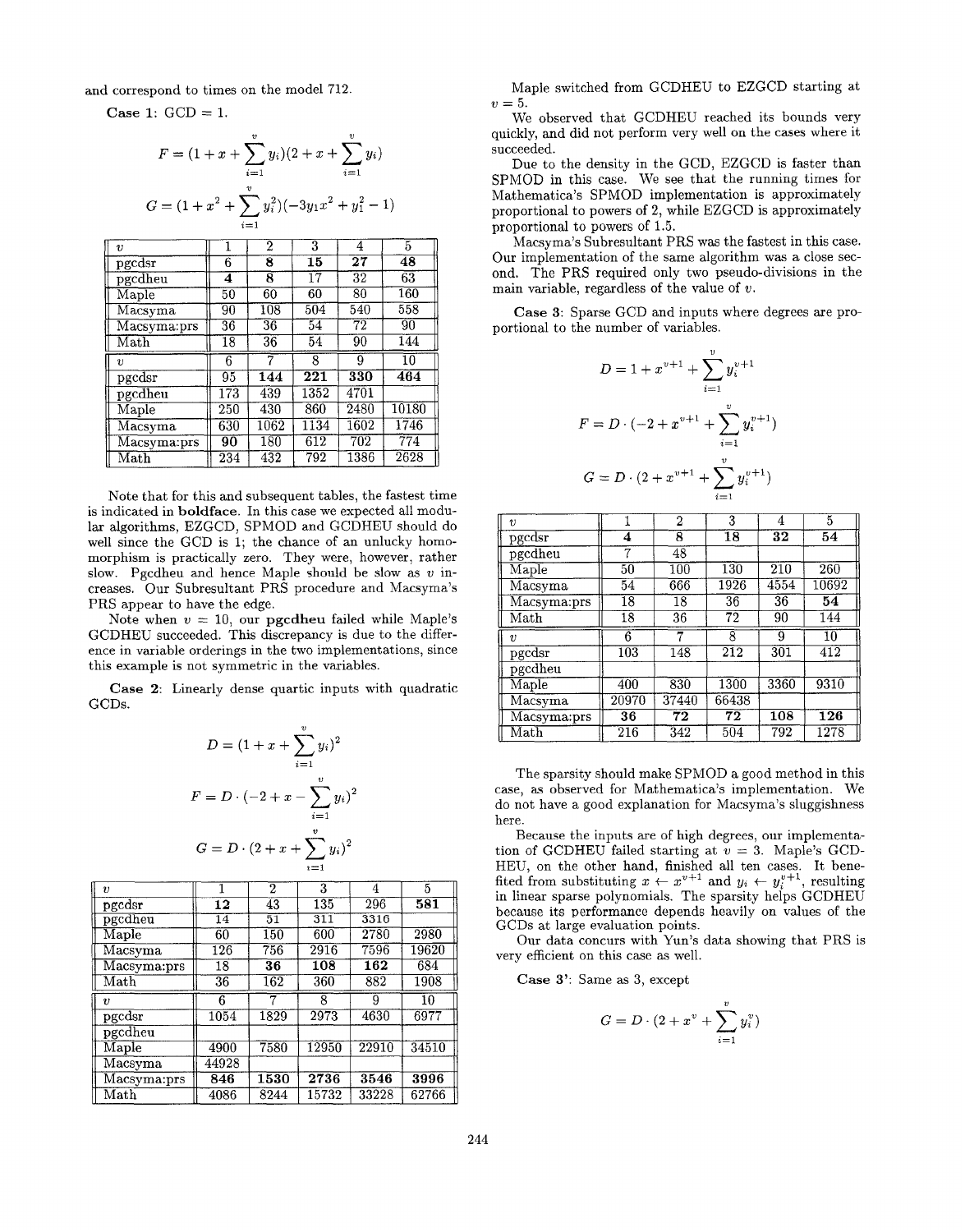and correspond to times on the model 712.

**Case 1**: GCD = 1.

$$F = (1 + x + \sum_{i=1}^{v} y_i)(2 + x + \sum_{i=1}^{v} y_i)$$

$$G = (1 + x^2 + \sum_{i=1}^{v} y_i^2)(-3y_1x^2 + y_1^2 - 1)$$

| $v$ | 1 | 2 | 3 | 4 | 5 |
|---|---|---|---|---|---|
| pgcdsr | 6 | **8** | **15** | **27** | **48** |
| pgcdheu | **4** | **8** | 17 | 32 | 63 |
| Maple | 50 | 60 | 60 | 80 | 160 |
| Macsyma | 90 | 108 | 504 | 540 | 558 |
| Macsyma:prs | 36 | 36 | 54 | 72 | 90 |
| Math | 18 | 36 | 54 | 90 | 144 |
| $v$ | 6 | 7 | 8 | 9 | 10 |
| pgcdsr | 95 | **144** | **221** | **330** | **464** |
| pgcdheu | 173 | 439 | 1352 | 4701 | |
| Maple | 250 | 430 | 860 | 2480 | 10180 |
| Macsyma | 630 | 1062 | 1134 | 1602 | 1746 |
| Macsyma:prs | **90** | 180 | 612 | 702 | 774 |
| Math | 234 | 432 | 792 | 1386 | 2628 |

Note that for this and subsequent tables, the fastest time is indicated in **boldface**. In this case we expected all modular algorithms, EZGCD, SPMOD and GCDHEU should do well since the GCD is 1; the chance of an unlucky homomorphism is practically zero. They were, however, rather slow. Pgcdheu and hence Maple should be slow as $v$ increases. Our Subresultant PRS procedure and Macsyma's PRS appear to have the edge.

Note when $v = 10$, our **pgcdheu** failed while Maple's GCDHEU succeeded. This discrepancy is due to the difference in variable orderings in the two implementations, since this example is not symmetric in the variables.

**Case 2**: Linearly dense quartic inputs with quadratic GCDs.

$$D = (1 + x + \sum_{i=1}^{v} y_i)^2$$

$$F = D \cdot (-2 + x - \sum_{i=1}^{v} y_i)^2$$

$$G = D \cdot (2 + x + \sum_{i=1}^{v} y_i)^2$$

| $v$ | 1 | 2 | 3 | 4 | 5 |
|---|---|---|---|---|---|
| pgcdsr | **12** | 43 | 135 | 296 | **581** |
| pgcdheu | 14 | 51 | 311 | 3316 | |
| Maple | 60 | 150 | 600 | 2780 | 2980 |
| Macsyma | 126 | 756 | 2916 | 7596 | 19620 |
| Macsyma:prs | 18 | **36** | **108** | **162** | 684 |
| Math | 36 | 162 | 360 | 882 | 1908 |
| $v$ | 6 | 7 | 8 | 9 | 10 |
| pgcdsr | 1054 | 1829 | 2973 | 4630 | 6977 |
| pgcdheu | | | | | |
| Maple | 4900 | 7580 | 12950 | 22910 | 34510 |
| Macsyma | 44928 | | | | |
| Macsyma:prs | **846** | **1530** | **2736** | **3546** | **3996** |
| Math | 4086 | 8244 | 15732 | 33228 | 62766 |

Maple switched from GCDHEU to EZGCD starting at $v = 5$.

We observed that GCDHEU reached its bounds very quickly, and did not perform very well on the cases where it succeeded.

Due to the density in the GCD, EZGCD is faster than SPMOD in this case. We see that the running times for Mathematica's SPMOD implementation is approximately proportional to powers of 2, while EZGCD is approximately proportional to powers of 1.5.

Macsyma's Subresultant PRS was the fastest in this case. Our implementation of the same algorithm was a close second. The PRS required only two pseudo-divisions in the main variable, regardless of the value of $v$.

**Case 3**: Sparse GCD and inputs where degrees are proportional to the number of variables.

$$D = 1 + x^{v+1} + \sum_{i=1}^{v} y_i^{v+1}$$

$$F = D \cdot (-2 + x^{v+1} + \sum_{i=1}^{v} y_i^{v+1})$$

$$G = D \cdot (2 + x^{v+1} + \sum_{i=1}^{v} y_i^{v+1})$$

| $v$ | 1 | 2 | 3 | 4 | 5 |
|---|---|---|---|---|---|
| pgcdsr | **4** | **8** | **18** | **32** | **54** |
| pgcdheu | 7 | 48 | | | |
| Maple | 50 | 100 | 130 | 210 | 260 |
| Macsyma | 54 | 666 | 1926 | 4554 | 10692 |
| Macsyma:prs | 18 | 18 | 36 | 36 | **54** |
| Math | 18 | 36 | 72 | 90 | 144 |
| $v$ | 6 | 7 | 8 | 9 | 10 |
| pgcdsr | 103 | 148 | 212 | 301 | 412 |
| pgcdheu | | | | | |
| Maple | 400 | 830 | 1300 | 3360 | 9310 |
| Macsyma | 20970 | 37440 | 66438 | | |
| Macsyma:prs | **36** | **72** | **72** | **108** | **126** |
| Math | 216 | 342 | 504 | 792 | 1278 |

The sparsity should make SPMOD a good method in this case, as observed for Mathematica's implementation. We do not have a good explanation for Macsyma's sluggishness here.

Because the inputs are of high degrees, our implementation of GCDHEU failed starting at $v = 3$. Maple's GCDHEU, on the other hand, finished all ten cases. It benefited from substituting $x \leftarrow x^{v+1}$ and $y_i \leftarrow y_i^{v+1}$, resulting in linear sparse polynomials. The sparsity helps GCDHEU because its performance depends heavily on values of the GCDs at large evaluation points.

Our data concurs with Yun's data showing that PRS is very efficient on this case as well.

**Case 3'**: Same as 3, except

$$G = D \cdot (2 + x^v + \sum_{i=1}^{v} y_i^v)$$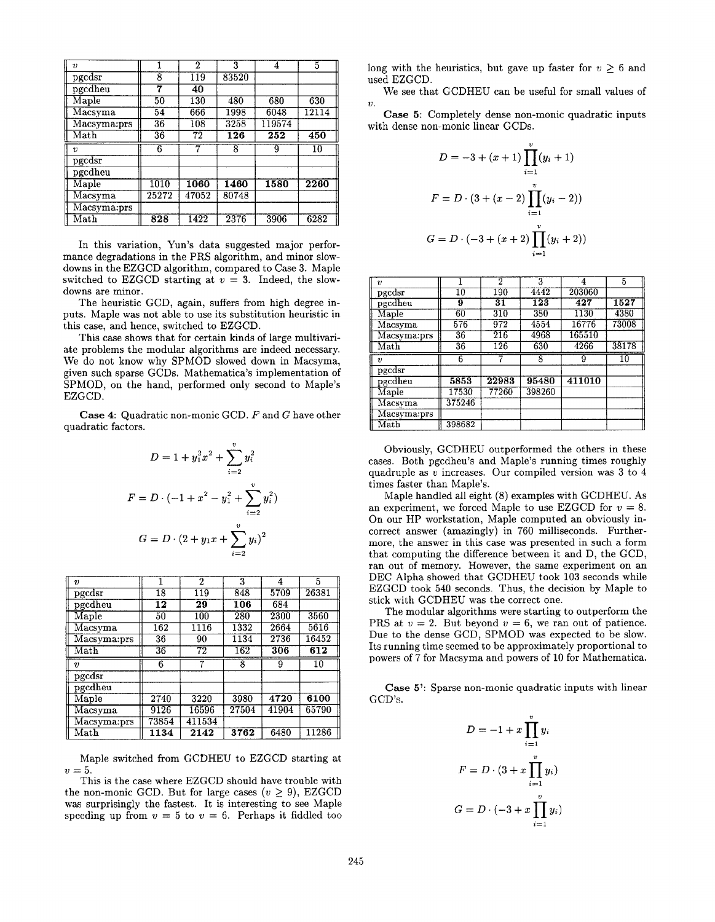| $v$ | 1 | 2 | 3 | 4 | 5 |
|---|---|---|---|---|---|
| pgcdsr | 8 | 119 | 83520 | | |
| pgcdheu | **7** | **40** | | | |
| Maple | 50 | 130 | 480 | 680 | 630 |
| Macsyma | 54 | 666 | 1998 | 6048 | 12114 |
| Macsyma:prs | 36 | 108 | 3258 | 119574 | |
| Math | 36 | 72 | **126** | **252** | **450** |
| $v$ | 6 | 7 | 8 | 9 | 10 |
| pgcdsr | | | | | |
| pgcdheu | | | | | |
| Maple | 1010 | **1060** | **1460** | **1580** | **2260** |
| Macsyma | 25272 | 47052 | 80748 | | |
| Macsyma:prs | | | | | |
| Math | **828** | 1422 | 2376 | 3906 | 6282 |

In this variation, Yun's data suggested major performance degradations in the PRS algorithm, and minor slowdowns in the EZGCD algorithm, compared to Case 3. Maple switched to EZGCD starting at $v = 3$. Indeed, the slowdowns are minor.

The heuristic GCD, again, suffers from high degree inputs. Maple was not able to use its substitution heuristic in this case, and hence, switched to EZGCD.

This case shows that for certain kinds of large multivariate problems the modular algorithms are indeed necessary. We do not know why SPMOD slowed down in Macsyma, given such sparse GCDs. Mathematica's implementation of SPMOD, on the other hand, performed only second to Maple's EZGCD.

**Case 4**: Quadratic non-monic GCD. $F$ and $G$ have other quadratic factors.

$$D = 1 + y_1^2 x^2 + \sum_{i=2}^{v} y_i^2$$

$$F = D \cdot (-1 + x^2 - y_1^2 + \sum_{i=2}^{v} y_i^2)$$

$$G = D \cdot (2 + y_1 x + \sum_{i=2}^{v} y_i)^2$$

| $v$ | 1 | 2 | 3 | 4 | 5 |
|---|---|---|---|---|---|
| pgcdsr | 18 | 119 | 848 | 5709 | 26381 |
| pgcdheu | **12** | **29** | **106** | 684 | |
| Maple | 50 | 100 | 280 | 2300 | 3560 |
| Macsyma | 162 | 1116 | 1332 | 2664 | 5616 |
| Macsyma:prs | 36 | 90 | 1134 | 2736 | 16452 |
| Math | 36 | 72 | 162 | **306** | **612** |
| $v$ | 6 | 7 | 8 | 9 | 10 |
| pgcdsr | | | | | |
| pgcdheu | | | | | |
| Maple | 2740 | 3220 | 3980 | **4720** | **6100** |
| Macsyma | 9126 | 16596 | 27504 | 41904 | 65790 |
| Macsyma:prs | 73854 | 411534 | | | |
| Math | **1134** | **2142** | **3762** | 6480 | 11286 |

Maple switched from GCDHEU to EZGCD starting at $v = 5$.

This is the case where EZGCD should have trouble with the non-monic GCD. But for large cases ($v \geq 9$), EZGCD was surprisingly the fastest. It is interesting to see Maple speeding up from $v = 5$ to $v = 6$. Perhaps it fiddled too long with the heuristics, but gave up faster for $v \geq 6$ and used EZGCD.

We see that GCDHEU can be useful for small values of $v$.

**Case 5**: Completely dense non-monic quadratic inputs with dense non-monic linear GCDs.

$$D = -3 + (x+1) \prod_{i=1}^{v} (y_i + 1)$$

$$F = D \cdot (3 + (x-2) \prod_{i=1}^{v} (y_i - 2))$$

$$G = D \cdot (-3 + (x+2) \prod_{i=1}^{v} (y_i + 2))$$

| $v$ | 1 | 2 | 3 | 4 | 5 |
|---|---|---|---|---|---|
| pgcdsr | 10 | 190 | 4442 | 203060 | |
| pgcdheu | **9** | **31** | **123** | **427** | **1527** |
| Maple | 60 | 310 | 380 | 1130 | 4380 |
| Macsyma | 576 | 972 | 4554 | 16776 | 73008 |
| Macsyma:prs | 36 | 216 | 4968 | 165510 | |
| Math | 36 | 126 | 630 | 4266 | 38178 |
| $v$ | 6 | 7 | 8 | 9 | 10 |
| pgcdsr | | | | | |
| pgcdheu | **5853** | **22983** | **95480** | **411010** | |
| Maple | 17530 | 77260 | 398260 | | |
| Macsyma | 375246 | | | | |
| Macsyma:prs | | | | | |
| Math | 398682 | | | | |

Obviously, GCDHEU outperformed the others in these cases. Both pgcdheu's and Maple's running times roughly quadruple as $v$ increases. Our compiled version was 3 to 4 times faster than Maple's.

Maple handled all eight (8) examples with GCDHEU. As an experiment, we forced Maple to use EZGCD for $v = 8$. On our HP workstation, Maple computed an obviously incorrect answer (amazingly) in 760 milliseconds. Furthermore, the answer in this case was presented in such a form that computing the difference between it and D, the GCD, ran out of memory. However, the same experiment on an DEC Alpha showed that GCDHEU took 103 seconds while EZGCD took 540 seconds. Thus, the decision by Maple to stick with GCDHEU was the correct one.

The modular algorithms were starting to outperform the PRS at $v = 2$. But beyond $v = 6$, we ran out of patience. Due to the dense GCD, SPMOD was expected to be slow. Its running time seemed to be approximately proportional to powers of 7 for Macsyma and powers of 10 for Mathematica.

**Case 5'**: Sparse non-monic quadratic inputs with linear GCD's.

$$D = -1 + x \prod_{i=1}^{v} y_i$$

$$F = D \cdot (3 + x \prod_{i=1}^{v} y_i)$$

$$G = D \cdot (-3 + x \prod_{i=1}^{v} y_i)$$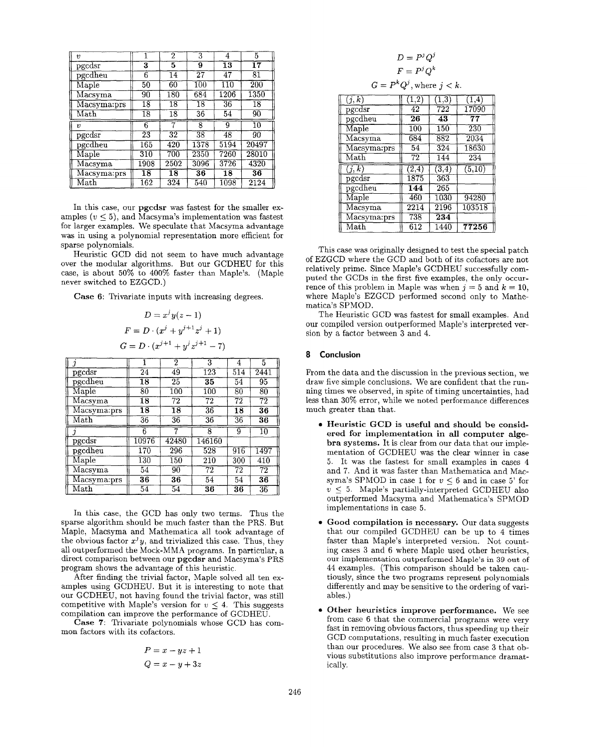| $v$ | 1 | 2 | 3 | 4 | 5 |
|---|---|---|---|---|---|
| pgcdsr | **3** | **5** | **9** | **13** | **17** |
| pgcdheu | 6 | 14 | 27 | 47 | 81 |
| Maple | 50 | 60 | 100 | 110 | 200 |
| Macsyma | 90 | 180 | 684 | 1206 | 1350 |
| Macsyma:prs | 18 | 18 | 18 | 36 | 18 |
| Math | 18 | 18 | 36 | 54 | 90 |
| $v$ | 6 | 7 | 8 | 9 | 10 |
| pgcdsr | 23 | 32 | 38 | 48 | 90 |
| pgcdheu | 165 | 420 | 1378 | 5194 | 20497 |
| Maple | 310 | 700 | 2350 | 7260 | 28010 |
| Macsyma | 1908 | 2502 | 3096 | 3726 | 4320 |
| Macsyma:prs | **18** | **18** | **36** | **18** | **36** |
| Math | 162 | 324 | 540 | 1098 | 2124 |

In this case, our **pgcdsr** was fastest for the smaller examples ($v \leq 5$), and Macsyma's implementation was fastest for larger examples. We speculate that Macsyma advantage was in using a polynomial representation more efficient for sparse polynomials.

Heuristic GCD did not seem to have much advantage over the modular algorithms. But our GCDHEU for this case, is about 50% to 400% faster than Maple's. (Maple never switched to EZGCD.)

**Case 6**: Trivariate inputs with increasing degrees.

$$D = x^j y(z-1)$$
$$F = D \cdot (x^j + y^{j+1} z^j + 1)$$
$$G = D \cdot (x^{j+1} + y^j z^{j+1} - 7)$$

| $j$ | 1 | 2 | 3 | 4 | 5 |
|---|---|---|---|---|---|
| pgcdsr | 24 | 49 | 123 | 514 | 2441 |
| pgcdheu | **18** | 25 | **35** | 54 | 95 |
| Maple | 80 | 100 | 100 | 80 | 80 |
| Macsyma | **18** | 72 | 72 | 72 | 72 |
| Macsyma:prs | **18** | **18** | 36 | **18** | **36** |
| Math | 36 | 36 | 36 | 36 | **36** |
| $j$ | 6 | 7 | 8 | 9 | 10 |
| pgcdsr | 10976 | 42480 | 146160 | | |
| pgcdheu | 170 | 296 | 528 | 916 | 1497 |
| Maple | 130 | 150 | 210 | 300 | 410 |
| Macsyma | 54 | 90 | 72 | 72 | 72 |
| Macsyma:prs | **36** | **36** | 54 | 54 | **36** |
| Math | 54 | 54 | **36** | **36** | 36 |

In this case, the GCD has only two terms. Thus the sparse algorithm should be much faster than the PRS. But Maple, Macsyma and Mathematica all took advantage of the obvious factor $x^j y$, and trivialized this case. Thus, they all outperformed the Mock-MMA programs. In particular, a direct comparison between our **pgcdsr** and Macsyma's PRS program shows the advantage of this heuristic.

After finding the trivial factor, Maple solved all ten examples using GCDHEU. But it is interesting to note that our GCDHEU, not having found the trivial factor, was still competitive with Maple's version for $v \leq 4$. This suggests compilation can improve the performance of GCDHEU.

**Case 7**: Trivariate polynomials whose GCD has common factors with its cofactors.

$$P = x - yz + 1$$
$$Q = x - y + 3z$$
$$D = P^j Q^j$$
$$F = P^j Q^k$$
$$G = P^k Q^j, \text{where } j < k.$$

| $(j,k)$ | (1,2) | (1,3) | (1,4) |
|---|---|---|---|
| pgcdsr | 42 | 722 | 17090 |
| pgcdheu | **26** | **43** | **77** |
| Maple | 100 | 150 | 230 |
| Macsyma | 684 | 882 | 2034 |
| Macsyma:prs | 54 | 324 | 18630 |
| Math | 72 | 144 | 234 |
| $(j,k)$ | (2,4) | (3,4) | (5,10) |
| pgcdsr | 1875 | 363 | |
| pgcdheu | **144** | 265 | |
| Maple | 460 | 1030 | 94280 |
| Macsyma | 2214 | 2196 | 103518 |
| Macsyma:prs | 738 | **234** | |
| Math | 612 | 1440 | **77256** |

This case was originally designed to test the special patch of EZGCD where the GCD and both of its cofactors are not relatively prime. Since Maple's GCDHEU successfully computed the GCDs in the first five examples, the only occurrence of this problem in Maple was when $j = 5$ and $k = 10$, where Maple's EZGCD performed second only to Mathematica's SPMOD.

The Heuristic GCD was fastest for small examples. And our compiled version outperformed Maple's interpreted version by a factor between 3 and 4.

## 8 Conclusion

From the data and the discussion in the previous section, we draw five simple conclusions. We are confident that the running times we observed, in spite of timing uncertainties, had less than 30% error, while we noted performance differences much greater than that.

- **Heuristic GCD is useful and should be considered for implementation in all computer algebra systems.** It is clear from our data that our implementation of GCDHEU was the clear winner in case 5. It was the fastest for small examples in cases 4 and 7. And it was faster than Mathematica and Macsyma's SPMOD in case 1 for $v \leq 6$ and in case 5' for $v \leq 5$. Maple's partially-interpreted GCDHEU also outperformed Macsyma and Mathematica's SPMOD implementations in case 5.
- **Good compilation is necessary.** Our data suggests that our compiled GCDHEU can be up to 4 times faster than Maple's interpreted version. Not counting cases 3 and 6 where Maple used other heuristics, our implementation outperformed Maple's in 39 out of 44 examples. (This comparison should be taken cautiously, since the two programs represent polynomials differently and may be sensitive to the ordering of variables.)
- **Other heuristics improve performance.** We see from case 6 that the commercial programs were very fast in removing obvious factors, thus speeding up their GCD computations, resulting in much faster execution than our procedures. We also see from case 3 that obvious substitutions also improve performance dramatically.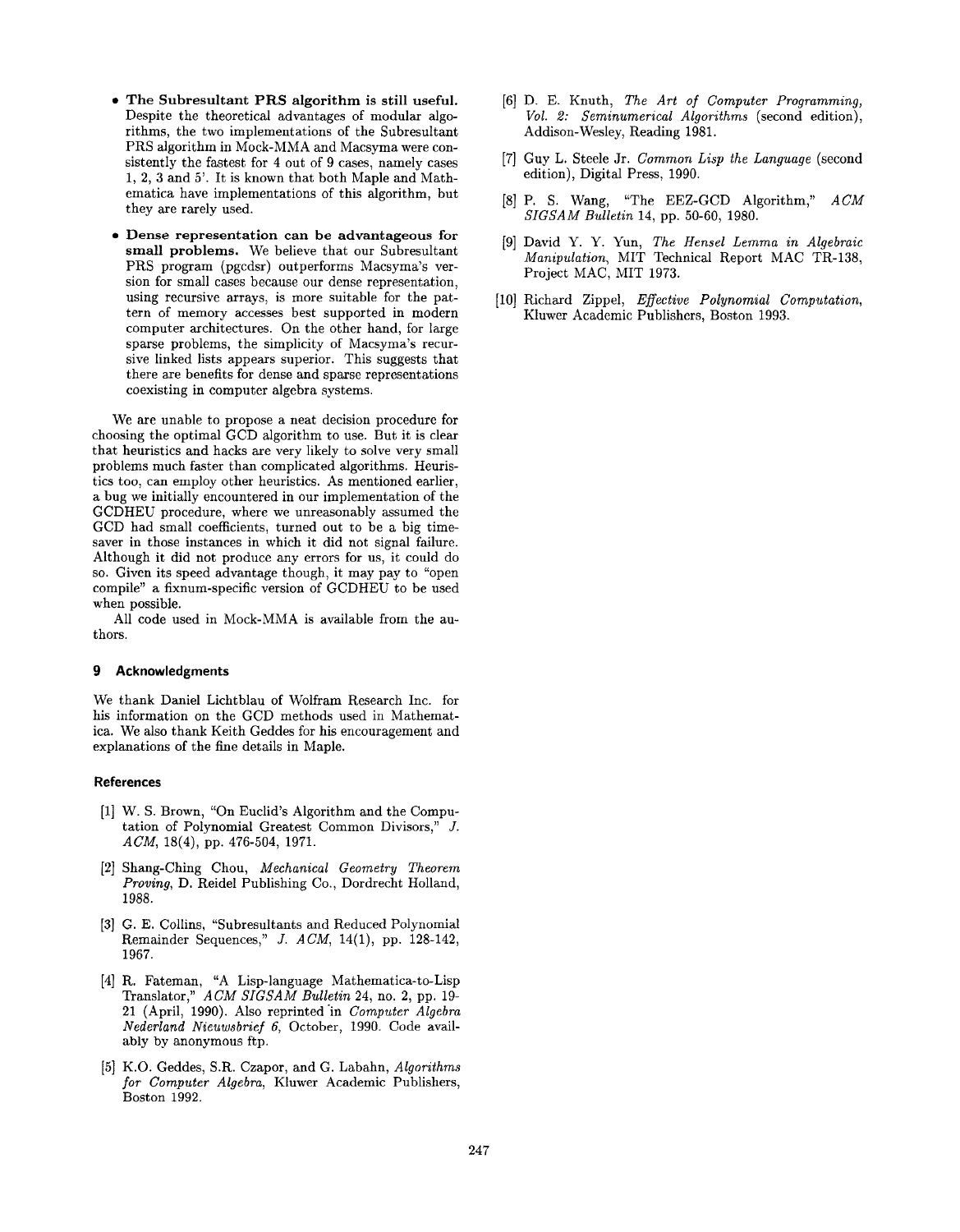- **The Subresultant PRS algorithm is still useful.** Despite the theoretical advantages of modular algorithms, the two implementations of the Subresultant PRS algorithm in Mock-MMA and Macsyma were consistently the fastest for 4 out of 9 cases, namely cases 1, 2, 3 and 5'. It is known that both Maple and Mathematica have implementations of this algorithm, but they are rarely used.

- **Dense representation can be advantageous for small problems.** We believe that our Subresultant PRS program (pgcdsr) outperforms Macsyma's version for small cases because our dense representation, using recursive arrays, is more suitable for the pattern of memory accesses best supported in modern computer architectures. On the other hand, for large sparse problems, the simplicity of Macsyma's recursive linked lists appears superior. This suggests that there are benefits for dense and sparse representations coexisting in computer algebra systems.

We are unable to propose a neat decision procedure for choosing the optimal GCD algorithm to use. But it is clear that heuristics and hacks are very likely to solve very small problems much faster than complicated algorithms. Heuristics too, can employ other heuristics. As mentioned earlier, a bug we initially encountered in our implementation of the GCDHEU procedure, where we unreasonably assumed the GCD had small coefficients, turned out to be a big time-saver in those instances in which it did not signal failure. Although it did not produce any errors for us, it could do so. Given its speed advantage though, it may pay to "open compile" a fixnum-specific version of GCDHEU to be used when possible.

All code used in Mock-MMA is available from the authors.

## 9 Acknowledgments

We thank Daniel Lichtblau of Wolfram Research Inc. for his information on the GCD methods used in Mathematica. We also thank Keith Geddes for his encouragement and explanations of the fine details in Maple.

## References

[1] W. S. Brown, "On Euclid's Algorithm and the Computation of Polynomial Greatest Common Divisors," *J. ACM*, 18(4), pp. 476-504, 1971.

[2] Shang-Ching Chou, *Mechanical Geometry Theorem Proving*, D. Reidel Publishing Co., Dordrecht Holland, 1988.

[3] G. E. Collins, "Subresultants and Reduced Polynomial Remainder Sequences," *J. ACM*, 14(1), pp. 128-142, 1967.

[4] R. Fateman, "A Lisp-language Mathematica-to-Lisp Translator," *ACM SIGSAM Bulletin* 24, no. 2, pp. 19-21 (April, 1990). Also reprinted in *Computer Algebra Nederland Nieuwsbrief 6*, October, 1990. Code available by anonymous ftp.

[5] K.O. Geddes, S.R. Czapor, and G. Labahn, *Algorithms for Computer Algebra*, Kluwer Academic Publishers, Boston 1992.

[6] D. E. Knuth, *The Art of Computer Programming, Vol. 2: Seminumerical Algorithms* (second edition), Addison-Wesley, Reading 1981.

[7] Guy L. Steele Jr. *Common Lisp the Language* (second edition), Digital Press, 1990.

[8] P. S. Wang, "The EEZ-GCD Algorithm," *ACM SIGSAM Bulletin* 14, pp. 50-60, 1980.

[9] David Y. Y. Yun, *The Hensel Lemma in Algebraic Manipulation*, MIT Technical Report MAC TR-138, Project MAC, MIT 1973.

[10] Richard Zippel, *Effective Polynomial Computation*, Kluwer Academic Publishers, Boston 1993.